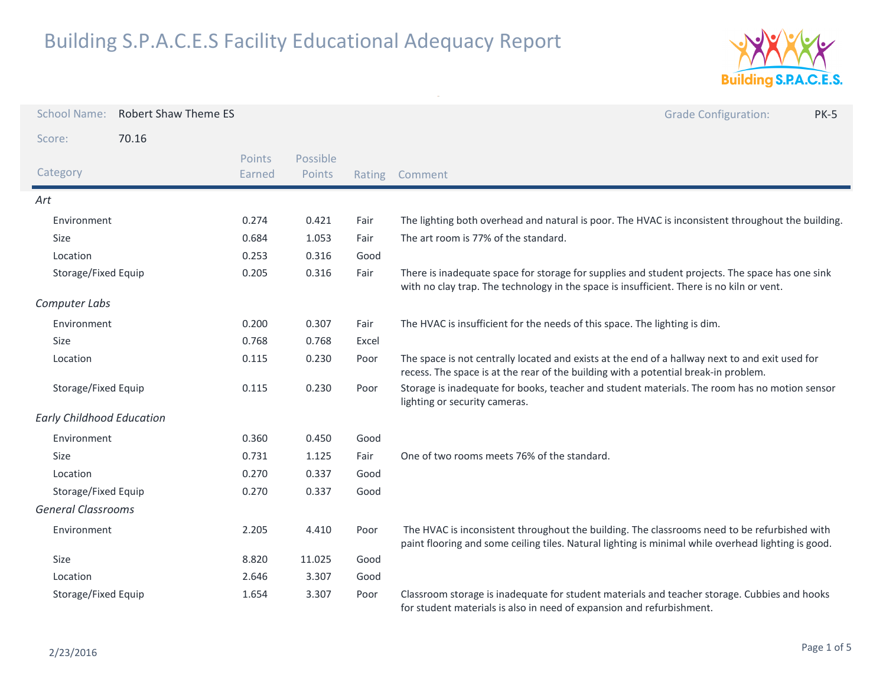# Building S.P.A.C.E.S Facility Educational Adequacy Report

**School Name:** Robert Shaw Theme ES

**Grade Configuration:** PK-5

**Score:** 70.16

| Category | Points Earned | Possible Points | Rating | Comment |
|---|---|---|---|---|
| ***Art*** | | | | |
| Environment | 0.274 | 0.421 | Fair | The lighting both overhead and natural is poor. The HVAC is inconsistent throughout the building. |
| Size | 0.684 | 1.053 | Fair | The art room is 77% of the standard. |
| Location | 0.253 | 0.316 | Good | |
| Storage/Fixed Equip | 0.205 | 0.316 | Fair | There is inadequate space for storage for supplies and student projects. The space has one sink with no clay trap. The technology in the space is insufficient. There is no kiln or vent. |
| ***Computer Labs*** | | | | |
| Environment | 0.200 | 0.307 | Fair | The HVAC is insufficient for the needs of this space. The lighting is dim. |
| Size | 0.768 | 0.768 | Excel | |
| Location | 0.115 | 0.230 | Poor | The space is not centrally located and exists at the end of a hallway next to and exit used for recess. The space is at the rear of the building with a potential break-in problem. |
| Storage/Fixed Equip | 0.115 | 0.230 | Poor | Storage is inadequate for books, teacher and student materials. The room has no motion sensor lighting or security cameras. |
| ***Early Childhood Education*** | | | | |
| Environment | 0.360 | 0.450 | Good | |
| Size | 0.731 | 1.125 | Fair | One of two rooms meets 76% of the standard. |
| Location | 0.270 | 0.337 | Good | |
| Storage/Fixed Equip | 0.270 | 0.337 | Good | |
| ***General Classrooms*** | | | | |
| Environment | 2.205 | 4.410 | Poor | The HVAC is inconsistent throughout the building. The classrooms need to be refurbished with paint flooring and some ceiling tiles. Natural lighting is minimal while overhead lighting is good. |
| Size | 8.820 | 11.025 | Good | |
| Location | 2.646 | 3.307 | Good | |
| Storage/Fixed Equip | 1.654 | 3.307 | Poor | Classroom storage is inadequate for student materials and teacher storage. Cubbies and hooks for student materials is also in need of expansion and refurbishment. |

2/23/2016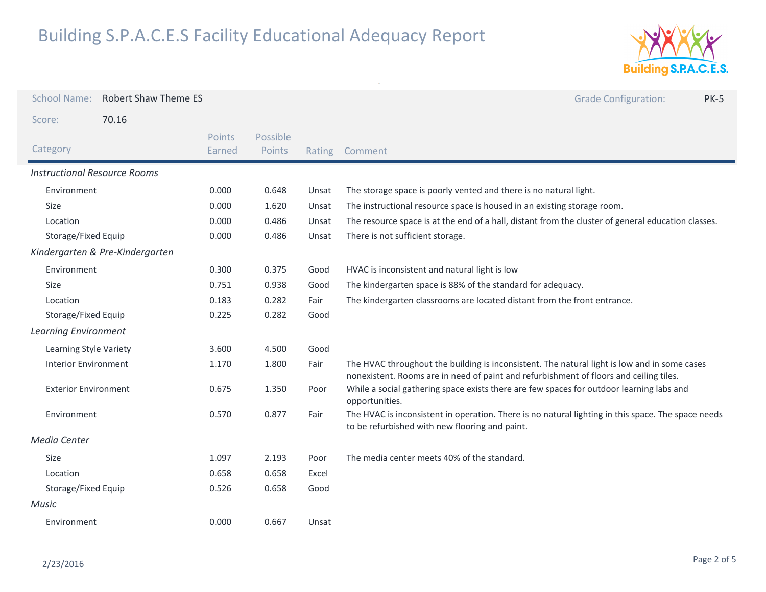# Building S.P.A.C.E.S Facility Educational Adequacy Report

School Name: Robert Shaw Theme ES

Grade Configuration: PK-5

Score: 70.16

| Category | Points Earned | Possible Points | Rating | Comment |
|---|---|---|---|---|
| *Instructional Resource Rooms* | | | | |
| Environment | 0.000 | 0.648 | Unsat | The storage space is poorly vented and there is no natural light. |
| Size | 0.000 | 1.620 | Unsat | The instructional resource space is housed in an existing storage room. |
| Location | 0.000 | 0.486 | Unsat | The resource space is at the end of a hall, distant from the cluster of general education classes. |
| Storage/Fixed Equip | 0.000 | 0.486 | Unsat | There is not sufficient storage. |
| *Kindergarten & Pre-Kindergarten* | | | | |
| Environment | 0.300 | 0.375 | Good | HVAC is inconsistent and natural light is low |
| Size | 0.751 | 0.938 | Good | The kindergarten space is 88% of the standard for adequacy. |
| Location | 0.183 | 0.282 | Fair | The kindergarten classrooms are located distant from the front entrance. |
| Storage/Fixed Equip | 0.225 | 0.282 | Good | |
| *Learning Environment* | | | | |
| Learning Style Variety | 3.600 | 4.500 | Good | |
| Interior Environment | 1.170 | 1.800 | Fair | The HVAC throughout the building is inconsistent. The natural light is low and in some cases nonexistent. Rooms are in need of paint and refurbishment of floors and ceiling tiles. |
| Exterior Environment | 0.675 | 1.350 | Poor | While a social gathering space exists there are few spaces for outdoor learning labs and opportunities. |
| Environment | 0.570 | 0.877 | Fair | The HVAC is inconsistent in operation. There is no natural lighting in this space. The space needs to be refurbished with new flooring and paint. |
| *Media Center* | | | | |
| Size | 1.097 | 2.193 | Poor | The media center meets 40% of the standard. |
| Location | 0.658 | 0.658 | Excel | |
| Storage/Fixed Equip | 0.526 | 0.658 | Good | |
| *Music* | | | | |
| Environment | 0.000 | 0.667 | Unsat | |

2/23/2016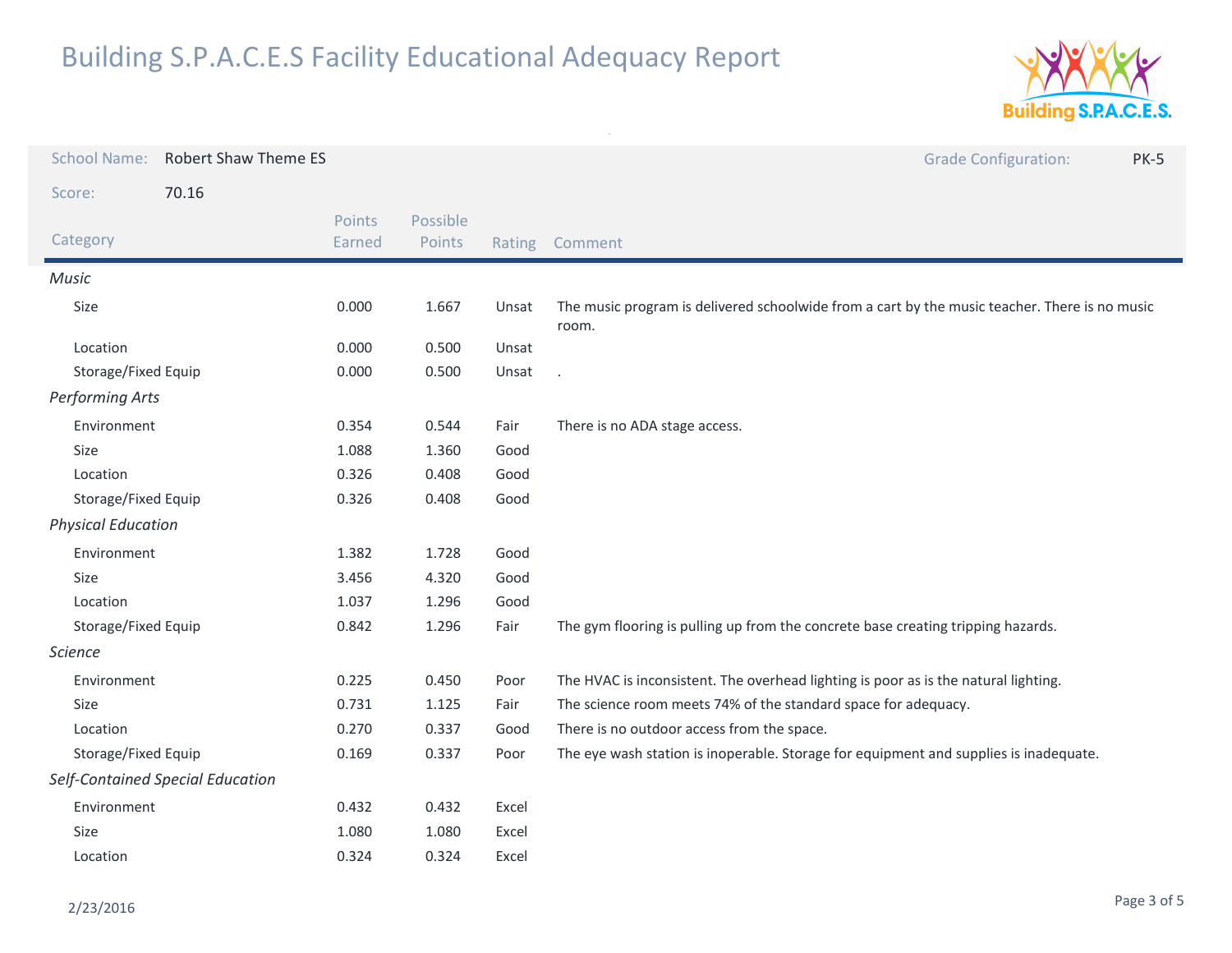# Building S.P.A.C.E.S Facility Educational Adequacy Report

School Name: Robert Shaw Theme ES

Grade Configuration: PK-5

Score: 70.16

| Category | Points Earned | Possible Points | Rating | Comment |
|---|---|---|---|---|
| *Music* | | | | |
| Size | 0.000 | 1.667 | Unsat | The music program is delivered schoolwide from a cart by the music teacher. There is no music room. |
| Location | 0.000 | 0.500 | Unsat | |
| Storage/Fixed Equip | 0.000 | 0.500 | Unsat | . |
| *Performing Arts* | | | | |
| Environment | 0.354 | 0.544 | Fair | There is no ADA stage access. |
| Size | 1.088 | 1.360 | Good | |
| Location | 0.326 | 0.408 | Good | |
| Storage/Fixed Equip | 0.326 | 0.408 | Good | |
| *Physical Education* | | | | |
| Environment | 1.382 | 1.728 | Good | |
| Size | 3.456 | 4.320 | Good | |
| Location | 1.037 | 1.296 | Good | |
| Storage/Fixed Equip | 0.842 | 1.296 | Fair | The gym flooring is pulling up from the concrete base creating tripping hazards. |
| *Science* | | | | |
| Environment | 0.225 | 0.450 | Poor | The HVAC is inconsistent. The overhead lighting is poor as is the natural lighting. |
| Size | 0.731 | 1.125 | Fair | The science room meets 74% of the standard space for adequacy. |
| Location | 0.270 | 0.337 | Good | There is no outdoor access from the space. |
| Storage/Fixed Equip | 0.169 | 0.337 | Poor | The eye wash station is inoperable. Storage for equipment and supplies is inadequate. |
| *Self-Contained Special Education* | | | | |
| Environment | 0.432 | 0.432 | Excel | |
| Size | 1.080 | 1.080 | Excel | |
| Location | 0.324 | 0.324 | Excel | |

2/23/2016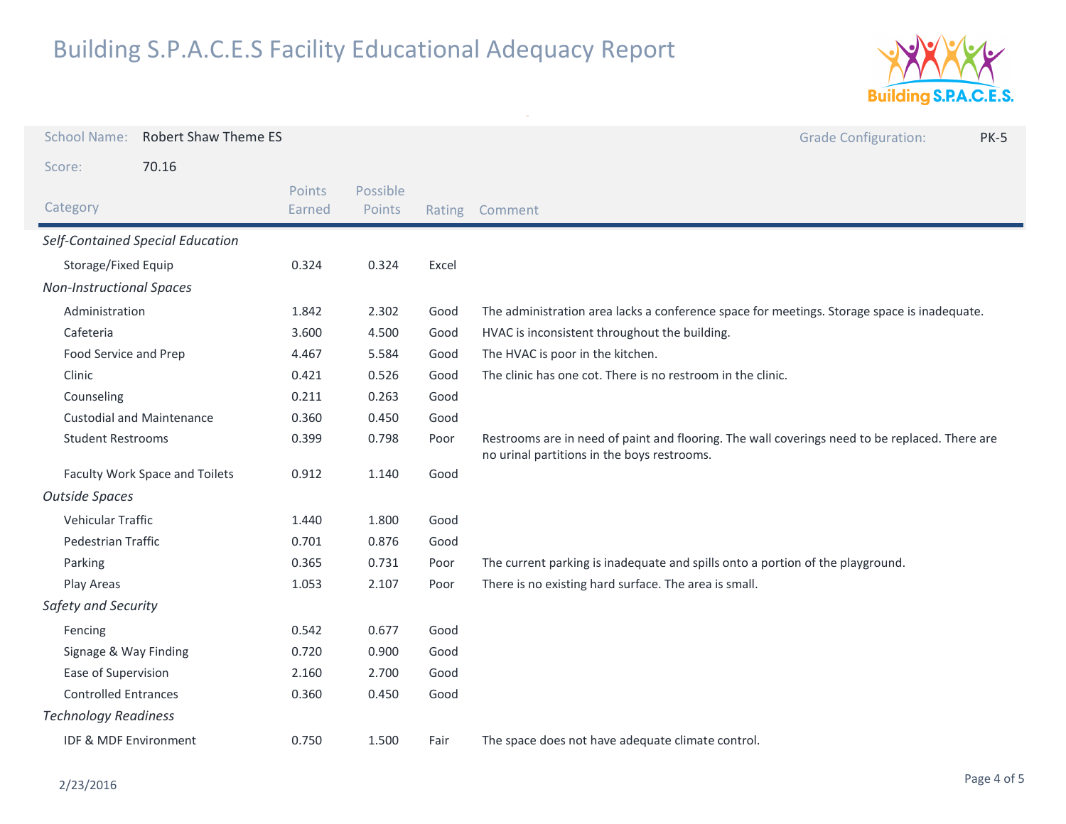# Building S.P.A.C.E.S Facility Educational Adequacy Report

School Name: Robert Shaw Theme ES

Grade Configuration: PK-5

Score: 70.16

| Category | Points Earned | Possible Points | Rating | Comment |
|---|---|---|---|---|
| *Self-Contained Special Education* | | | | |
| Storage/Fixed Equip | 0.324 | 0.324 | Excel | |
| *Non-Instructional Spaces* | | | | |
| Administration | 1.842 | 2.302 | Good | The administration area lacks a conference space for meetings. Storage space is inadequate. |
| Cafeteria | 3.600 | 4.500 | Good | HVAC is inconsistent throughout the building. |
| Food Service and Prep | 4.467 | 5.584 | Good | The HVAC is poor in the kitchen. |
| Clinic | 0.421 | 0.526 | Good | The clinic has one cot. There is no restroom in the clinic. |
| Counseling | 0.211 | 0.263 | Good | |
| Custodial and Maintenance | 0.360 | 0.450 | Good | |
| Student Restrooms | 0.399 | 0.798 | Poor | Restrooms are in need of paint and flooring. The wall coverings need to be replaced. There are no urinal partitions in the boys restrooms. |
| Faculty Work Space and Toilets | 0.912 | 1.140 | Good | |
| *Outside Spaces* | | | | |
| Vehicular Traffic | 1.440 | 1.800 | Good | |
| Pedestrian Traffic | 0.701 | 0.876 | Good | |
| Parking | 0.365 | 0.731 | Poor | The current parking is inadequate and spills onto a portion of the playground. |
| Play Areas | 1.053 | 2.107 | Poor | There is no existing hard surface. The area is small. |
| *Safety and Security* | | | | |
| Fencing | 0.542 | 0.677 | Good | |
| Signage & Way Finding | 0.720 | 0.900 | Good | |
| Ease of Supervision | 2.160 | 2.700 | Good | |
| Controlled Entrances | 0.360 | 0.450 | Good | |
| *Technology Readiness* | | | | |
| IDF & MDF Environment | 0.750 | 1.500 | Fair | The space does not have adequate climate control. |

2/23/2016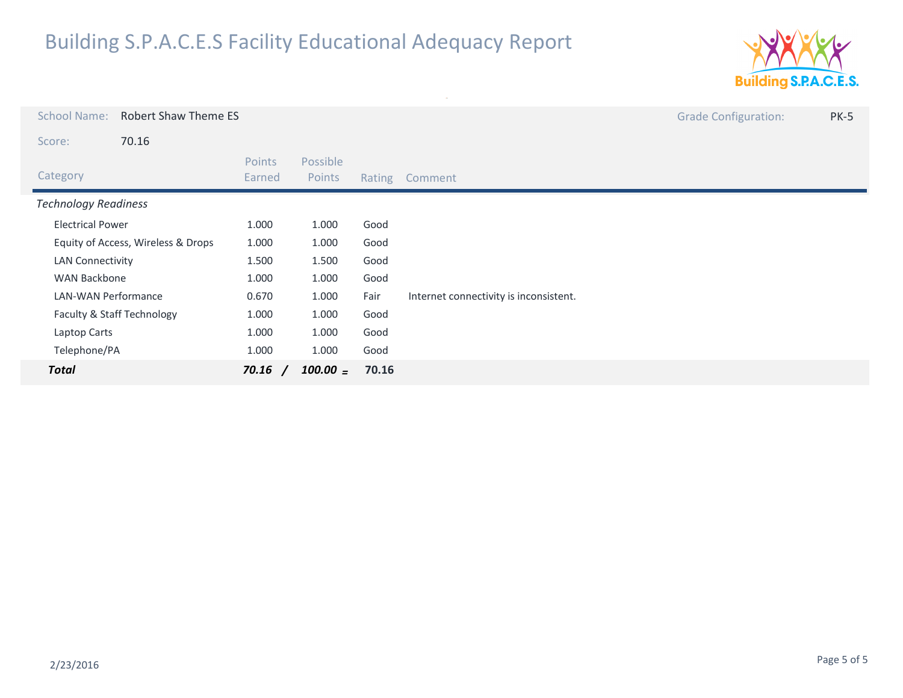# Building S.P.A.C.E.S Facility Educational Adequacy Report

School Name: Robert Shaw Theme ES

Grade Configuration: PK-5

Score: 70.16

| Category | Points Earned | Possible Points | Rating | Comment |
|---|---|---|---|---|
| *Technology Readiness* | | | | |
| Electrical Power | 1.000 | 1.000 | Good | |
| Equity of Access, Wireless & Drops | 1.000 | 1.000 | Good | |
| LAN Connectivity | 1.500 | 1.500 | Good | |
| WAN Backbone | 1.000 | 1.000 | Good | |
| LAN-WAN Performance | 0.670 | 1.000 | Fair | Internet connectivity is inconsistent. |
| Faculty & Staff Technology | 1.000 | 1.000 | Good | |
| Laptop Carts | 1.000 | 1.000 | Good | |
| Telephone/PA | 1.000 | 1.000 | Good | |
| ***Total*** | ***70.16 /*** | ***100.00 =*** | **70.16** | |

2/23/2016